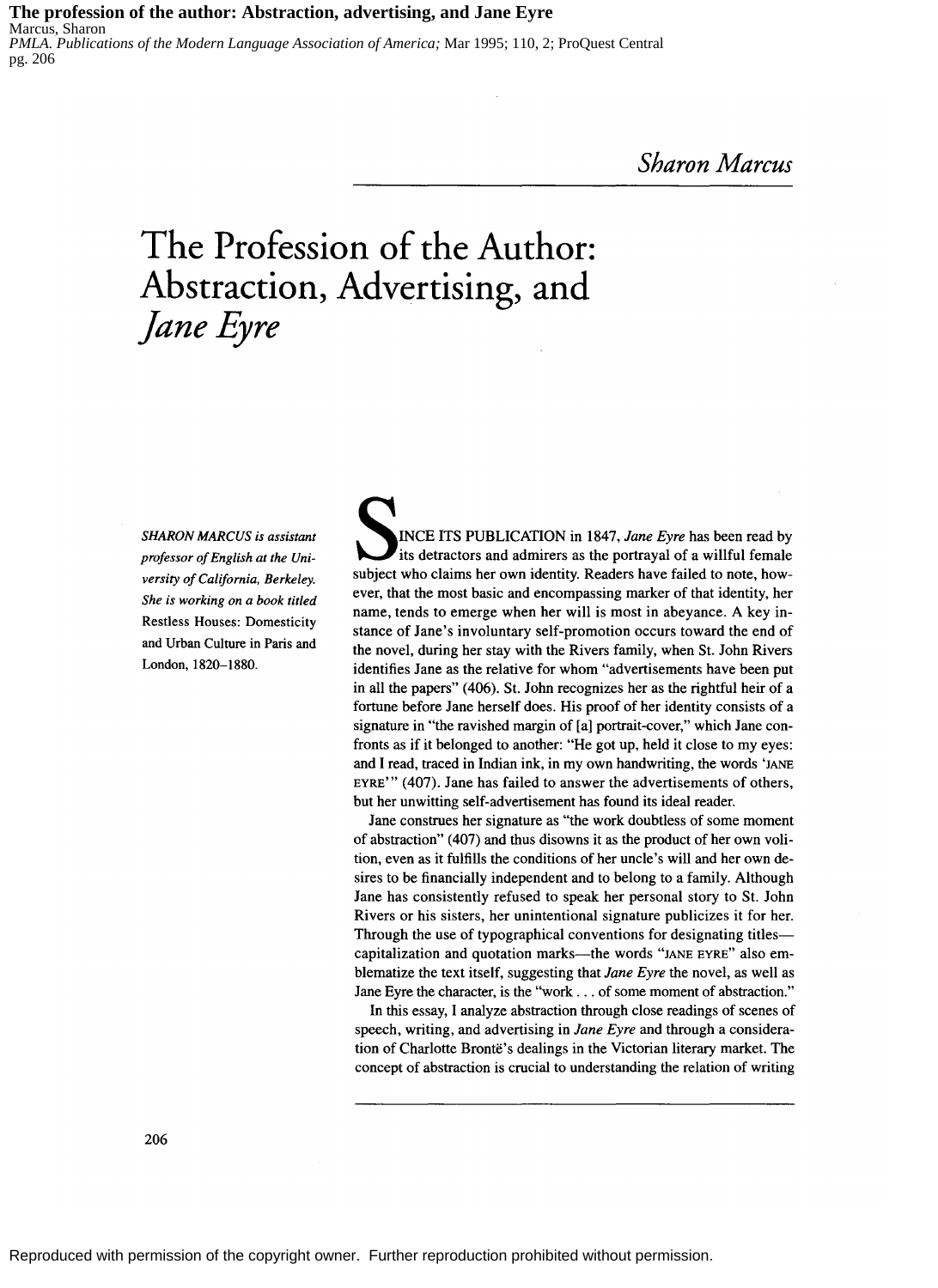Sharon Marcus

# The Profession of the Author: Abstraction, Advertising, and *Jane Eyre*

*SHARON MARCUS is assistant professor of English at the University of California, Berkeley. She is working on a book titled* Restless Houses: Domesticity and Urban Culture in Paris and London, 1820–1880.

SINCE ITS PUBLICATION in 1847, *Jane Eyre* has been read by its detractors and admirers as the portrayal of a willful female subject who claims her own identity. Readers have failed to note, however, that the most basic and encompassing marker of that identity, her name, tends to emerge when her will is most in abeyance. A key instance of Jane's involuntary self-promotion occurs toward the end of the novel, during her stay with the Rivers family, when St. John Rivers identifies Jane as the relative for whom "advertisements have been put in all the papers" (406). St. John recognizes her as the rightful heir of a fortune before Jane herself does. His proof of her identity consists of a signature in "the ravished margin of [a] portrait-cover," which Jane confronts as if it belonged to another: "He got up, held it close to my eyes: and I read, traced in Indian ink, in my own handwriting, the words 'JANE EYRE'" (407). Jane has failed to answer the advertisements of others, but her unwitting self-advertisement has found its ideal reader.

Jane construes her signature as "the work doubtless of some moment of abstraction" (407) and thus disowns it as the product of her own volition, even as it fulfills the conditions of her uncle's will and her own desires to be financially independent and to belong to a family. Although Jane has consistently refused to speak her personal story to St. John Rivers or his sisters, her unintentional signature publicizes it for her. Through the use of typographical conventions for designating titles—capitalization and quotation marks—the words "JANE EYRE" also emblematize the text itself, suggesting that *Jane Eyre* the novel, as well as Jane Eyre the character, is the "work . . . of some moment of abstraction."

In this essay, I analyze abstraction through close readings of scenes of speech, writing, and advertising in *Jane Eyre* and through a consideration of Charlotte Brontë's dealings in the Victorian literary market. The concept of abstraction is crucial to understanding the relation of writing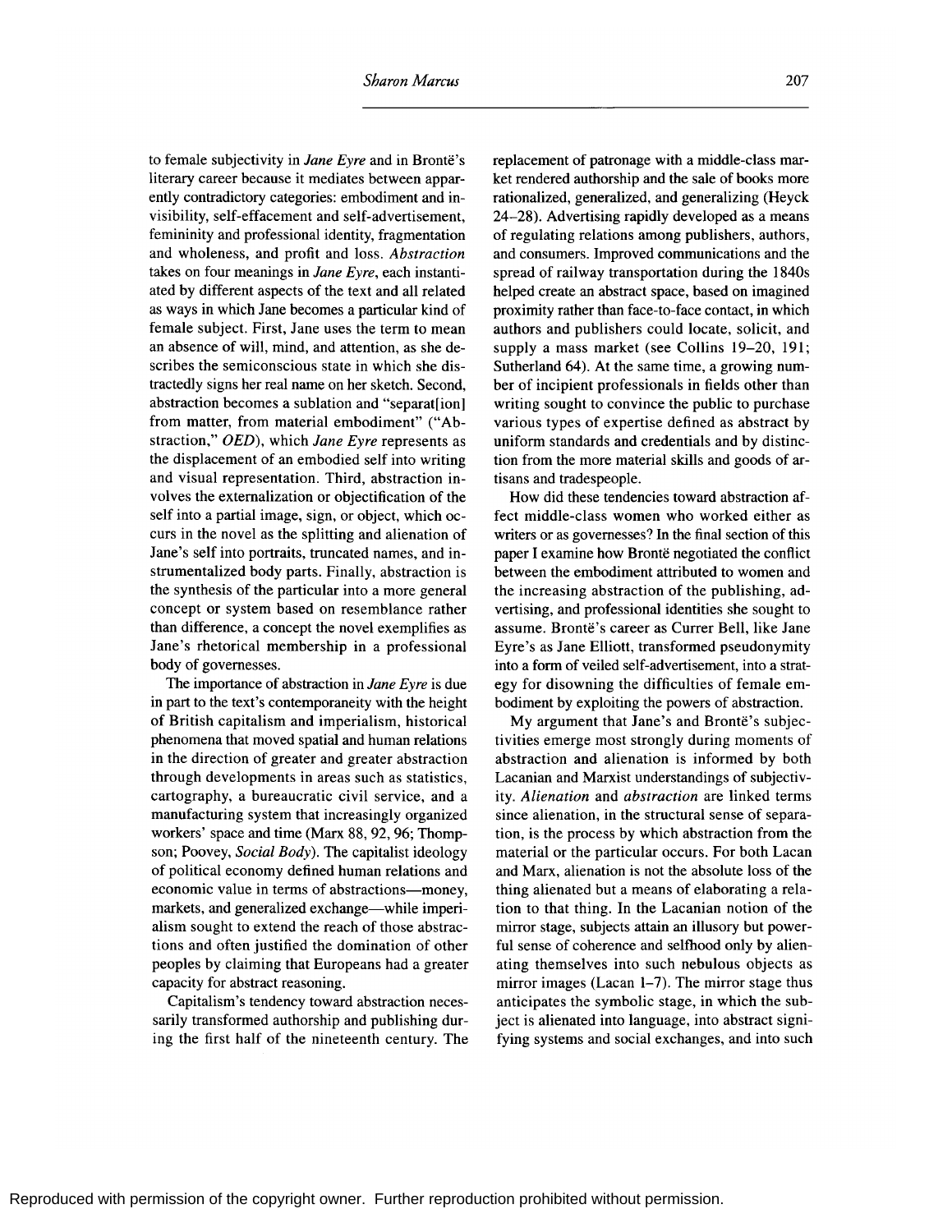to female subjectivity in *Jane Eyre* and in Brontë's literary career because it mediates between apparently contradictory categories: embodiment and invisibility, self-effacement and self-advertisement, femininity and professional identity, fragmentation and wholeness, and profit and loss. *Abstraction* takes on four meanings in *Jane Eyre*, each instantiated by different aspects of the text and all related as ways in which Jane becomes a particular kind of female subject. First, Jane uses the term to mean an absence of will, mind, and attention, as she describes the semiconscious state in which she distractedly signs her real name on her sketch. Second, abstraction becomes a sublation and "separat[ion] from matter, from material embodiment" ("Abstraction," *OED*), which *Jane Eyre* represents as the displacement of an embodied self into writing and visual representation. Third, abstraction involves the externalization or objectification of the self into a partial image, sign, or object, which occurs in the novel as the splitting and alienation of Jane's self into portraits, truncated names, and instrumentalized body parts. Finally, abstraction is the synthesis of the particular into a more general concept or system based on resemblance rather than difference, a concept the novel exemplifies as Jane's rhetorical membership in a professional body of governesses.

The importance of abstraction in *Jane Eyre* is due in part to the text's contemporaneity with the height of British capitalism and imperialism, historical phenomena that moved spatial and human relations in the direction of greater and greater abstraction through developments in areas such as statistics, cartography, a bureaucratic civil service, and a manufacturing system that increasingly organized workers' space and time (Marx 88, 92, 96; Thompson; Poovey, *Social Body*). The capitalist ideology of political economy defined human relations and economic value in terms of abstractions—money, markets, and generalized exchange—while imperialism sought to extend the reach of those abstractions and often justified the domination of other peoples by claiming that Europeans had a greater capacity for abstract reasoning.

Capitalism's tendency toward abstraction necessarily transformed authorship and publishing during the first half of the nineteenth century. The replacement of patronage with a middle-class market rendered authorship and the sale of books more rationalized, generalized, and generalizing (Heyck 24–28). Advertising rapidly developed as a means of regulating relations among publishers, authors, and consumers. Improved communications and the spread of railway transportation during the 1840s helped create an abstract space, based on imagined proximity rather than face-to-face contact, in which authors and publishers could locate, solicit, and supply a mass market (see Collins 19–20, 191; Sutherland 64). At the same time, a growing number of incipient professionals in fields other than writing sought to convince the public to purchase various types of expertise defined as abstract by uniform standards and credentials and by distinction from the more material skills and goods of artisans and tradespeople.

How did these tendencies toward abstraction affect middle-class women who worked either as writers or as governesses? In the final section of this paper I examine how Brontë negotiated the conflict between the embodiment attributed to women and the increasing abstraction of the publishing, advertising, and professional identities she sought to assume. Brontë's career as Currer Bell, like Jane Eyre's as Jane Elliott, transformed pseudonymity into a form of veiled self-advertisement, into a strategy for disowning the difficulties of female embodiment by exploiting the powers of abstraction.

My argument that Jane's and Brontë's subjectivities emerge most strongly during moments of abstraction and alienation is informed by both Lacanian and Marxist understandings of subjectivity. *Alienation* and *abstraction* are linked terms since alienation, in the structural sense of separation, is the process by which abstraction from the material or the particular occurs. For both Lacan and Marx, alienation is not the absolute loss of the thing alienated but a means of elaborating a relation to that thing. In the Lacanian notion of the mirror stage, subjects attain an illusory but powerful sense of coherence and selfhood only by alienating themselves into such nebulous objects as mirror images (Lacan 1–7). The mirror stage thus anticipates the symbolic stage, in which the subject is alienated into language, into abstract signifying systems and social exchanges, and into such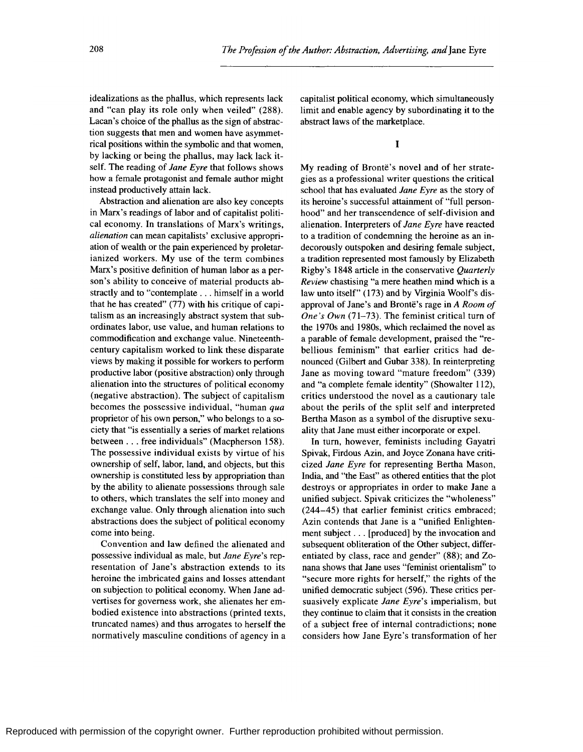idealizations as the phallus, which represents lack and "can play its role only when veiled" (288). Lacan's choice of the phallus as the sign of abstraction suggests that men and women have asymmetrical positions within the symbolic and that women, by lacking or being the phallus, may lack lack itself. The reading of *Jane Eyre* that follows shows how a female protagonist and female author might instead productively attain lack.

Abstraction and alienation are also key concepts in Marx's readings of labor and of capitalist political economy. In translations of Marx's writings, *alienation* can mean capitalists' exclusive appropriation of wealth or the pain experienced by proletarianized workers. My use of the term combines Marx's positive definition of human labor as a person's ability to conceive of material products abstractly and to "contemplate . . . himself in a world that he has created" (77) with his critique of capitalism as an increasingly abstract system that subordinates labor, use value, and human relations to commodification and exchange value. Nineteenth-century capitalism worked to link these disparate views by making it possible for workers to perform productive labor (positive abstraction) only through alienation into the structures of political economy (negative abstraction). The subject of capitalism becomes the possessive individual, "human *qua* proprietor of his own person," who belongs to a society that "is essentially a series of market relations between . . . free individuals" (Macpherson 158). The possessive individual exists by virtue of his ownership of self, labor, land, and objects, but this ownership is constituted less by appropriation than by the ability to alienate possessions through sale to others, which translates the self into money and exchange value. Only through alienation into such abstractions does the subject of political economy come into being.

Convention and law defined the alienated and possessive individual as male, but *Jane Eyre*'s representation of Jane's abstraction extends to its heroine the imbricated gains and losses attendant on subjection to political economy. When Jane advertises for governess work, she alienates her embodied existence into abstractions (printed texts, truncated names) and thus arrogates to herself the normatively masculine conditions of agency in a capitalist political economy, which simultaneously limit and enable agency by subordinating it to the abstract laws of the marketplace.

## I

My reading of Brontë's novel and of her strategies as a professional writer questions the critical school that has evaluated *Jane Eyre* as the story of its heroine's successful attainment of "full personhood" and her transcendence of self-division and alienation. Interpreters of *Jane Eyre* have reacted to a tradition of condemning the heroine as an indecorously outspoken and desiring female subject, a tradition represented most famously by Elizabeth Rigby's 1848 article in the conservative *Quarterly Review* chastising "a mere heathen mind which is a law unto itself" (173) and by Virginia Woolf's disapproval of Jane's and Brontë's rage in *A Room of One's Own* (71–73). The feminist critical turn of the 1970s and 1980s, which reclaimed the novel as a parable of female development, praised the "rebellious feminism" that earlier critics had denounced (Gilbert and Gubar 338). In reinterpreting Jane as moving toward "mature freedom" (339) and "a complete female identity" (Showalter 112), critics understood the novel as a cautionary tale about the perils of the split self and interpreted Bertha Mason as a symbol of the disruptive sexuality that Jane must either incorporate or expel.

In turn, however, feminists including Gayatri Spivak, Firdous Azin, and Joyce Zonana have criticized *Jane Eyre* for representing Bertha Mason, India, and "the East" as othered entities that the plot destroys or appropriates in order to make Jane a unified subject. Spivak criticizes the "wholeness" (244–45) that earlier feminist critics embraced; Azin contends that Jane is a "unified Enlightenment subject . . . [produced] by the invocation and subsequent obliteration of the Other subject, differentiated by class, race and gender" (88); and Zonana shows that Jane uses "feminist orientalism" to "secure more rights for herself," the rights of the unified democratic subject (596). These critics persuasively explicate *Jane Eyre*'s imperialism, but they continue to claim that it consists in the creation of a subject free of internal contradictions; none considers how Jane Eyre's transformation of her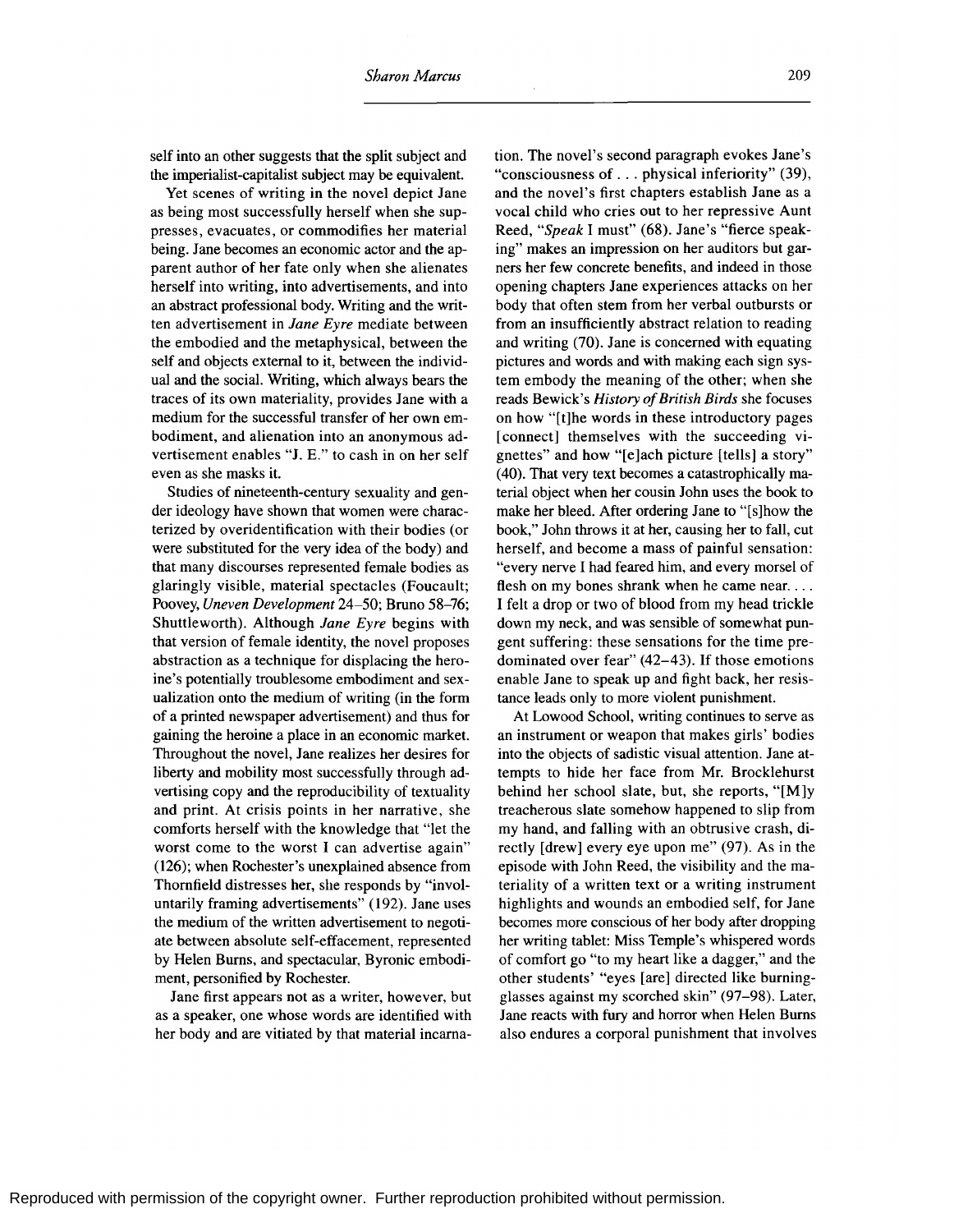self into an other suggests that the split subject and the imperialist-capitalist subject may be equivalent.

Yet scenes of writing in the novel depict Jane as being most successfully herself when she suppresses, evacuates, or commodifies her material being. Jane becomes an economic actor and the apparent author of her fate only when she alienates herself into writing, into advertisements, and into an abstract professional body. Writing and the written advertisement in *Jane Eyre* mediate between the embodied and the metaphysical, between the self and objects external to it, between the individual and the social. Writing, which always bears the traces of its own materiality, provides Jane with a medium for the successful transfer of her own embodiment, and alienation into an anonymous advertisement enables "J. E." to cash in on her self even as she masks it.

Studies of nineteenth-century sexuality and gender ideology have shown that women were characterized by overidentification with their bodies (or were substituted for the very idea of the body) and that many discourses represented female bodies as glaringly visible, material spectacles (Foucault; Poovey, *Uneven Development* 24–50; Bruno 58–76; Shuttleworth). Although *Jane Eyre* begins with that version of female identity, the novel proposes abstraction as a technique for displacing the heroine's potentially troublesome embodiment and sexualization onto the medium of writing (in the form of a printed newspaper advertisement) and thus for gaining the heroine a place in an economic market. Throughout the novel, Jane realizes her desires for liberty and mobility most successfully through advertising copy and the reproducibility of textuality and print. At crisis points in her narrative, she comforts herself with the knowledge that "let the worst come to the worst I can advertise again" (126); when Rochester's unexplained absence from Thornfield distresses her, she responds by "involuntarily framing advertisements" (192). Jane uses the medium of the written advertisement to negotiate between absolute self-effacement, represented by Helen Burns, and spectacular, Byronic embodiment, personified by Rochester.

Jane first appears not as a writer, however, but as a speaker, one whose words are identified with her body and are vitiated by that material incarnation. The novel's second paragraph evokes Jane's "consciousness of . . . physical inferiority" (39), and the novel's first chapters establish Jane as a vocal child who cries out to her repressive Aunt Reed, "*Speak* I must" (68). Jane's "fierce speaking" makes an impression on her auditors but garners her few concrete benefits, and indeed in those opening chapters Jane experiences attacks on her body that often stem from her verbal outbursts or from an insufficiently abstract relation to reading and writing (70). Jane is concerned with equating pictures and words and with making each sign system embody the meaning of the other; when she reads Bewick's *History of British Birds* she focuses on how "[t]he words in these introductory pages [connect] themselves with the succeeding vignettes" and how "[e]ach picture [tells] a story" (40). That very text becomes a catastrophically material object when her cousin John uses the book to make her bleed. After ordering Jane to "[s]how the book," John throws it at her, causing her to fall, cut herself, and become a mass of painful sensation: "every nerve I had feared him, and every morsel of flesh on my bones shrank when he came near. . . . I felt a drop or two of blood from my head trickle down my neck, and was sensible of somewhat pungent suffering: these sensations for the time predominated over fear" (42–43). If those emotions enable Jane to speak up and fight back, her resistance leads only to more violent punishment.

At Lowood School, writing continues to serve as an instrument or weapon that makes girls' bodies into the objects of sadistic visual attention. Jane attempts to hide her face from Mr. Brocklehurst behind her school slate, but, she reports, "[M]y treacherous slate somehow happened to slip from my hand, and falling with an obtrusive crash, directly [drew] every eye upon me" (97). As in the episode with John Reed, the visibility and the materiality of a written text or a writing instrument highlights and wounds an embodied self, for Jane becomes more conscious of her body after dropping her writing tablet: Miss Temple's whispered words of comfort go "to my heart like a dagger," and the other students' "eyes [are] directed like burning-glasses against my scorched skin" (97–98). Later, Jane reacts with fury and horror when Helen Burns also endures a corporal punishment that involves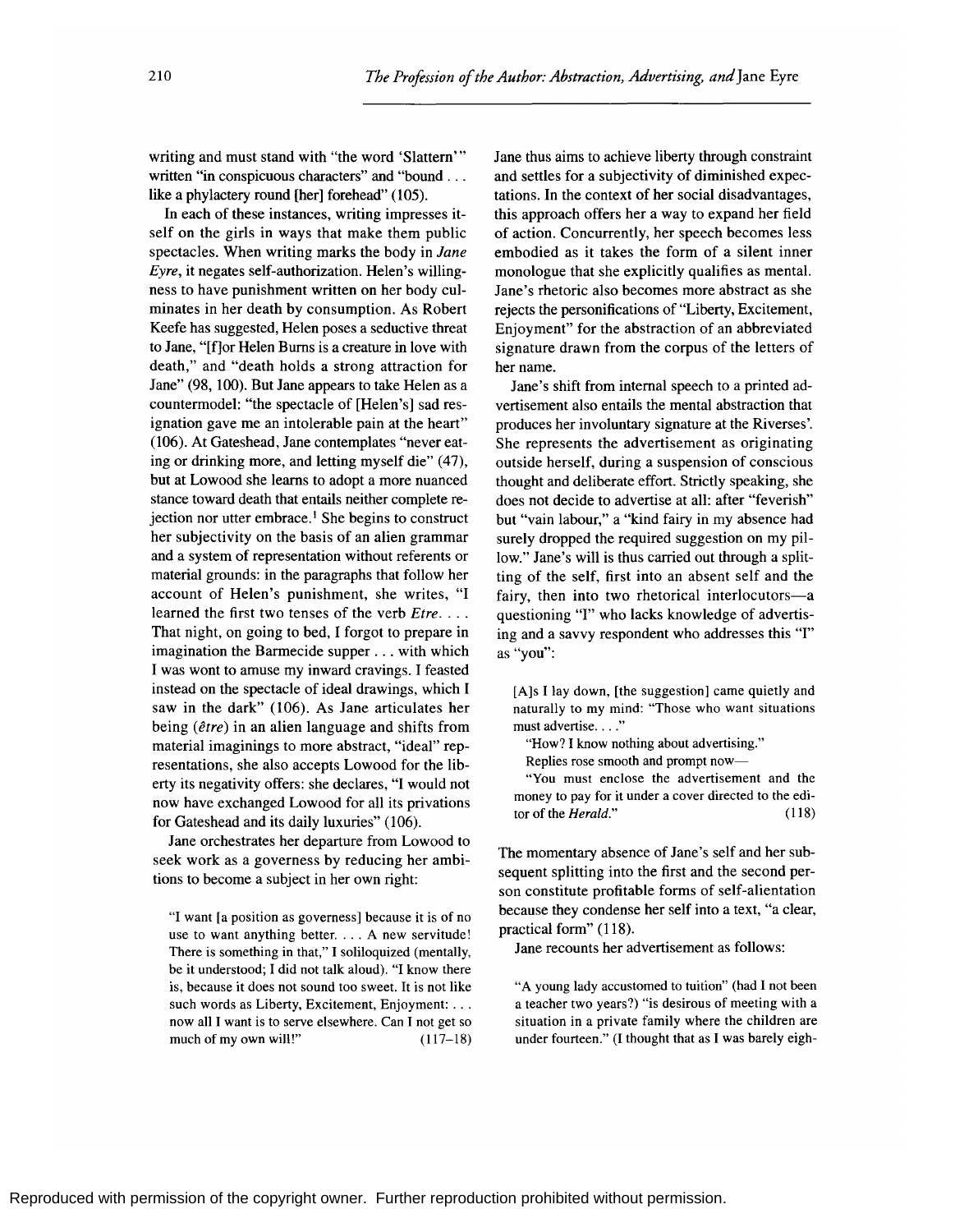writing and must stand with "the word 'Slattern'" written "in conspicuous characters" and "bound . . . like a phylactery round [her] forehead" (105).

In each of these instances, writing impresses itself on the girls in ways that make them public spectacles. When writing marks the body in *Jane Eyre*, it negates self-authorization. Helen's willingness to have punishment written on her body culminates in her death by consumption. As Robert Keefe has suggested, Helen poses a seductive threat to Jane, "[f]or Helen Burns is a creature in love with death," and "death holds a strong attraction for Jane" (98, 100). But Jane appears to take Helen as a countermodel: "the spectacle of [Helen's] sad resignation gave me an intolerable pain at the heart" (106). At Gateshead, Jane contemplates "never eating or drinking more, and letting myself die" (47), but at Lowood she learns to adopt a more nuanced stance toward death that entails neither complete rejection nor utter embrace.[1] She begins to construct her subjectivity on the basis of an alien grammar and a system of representation without referents or material grounds: in the paragraphs that follow her account of Helen's punishment, she writes, "I learned the first two tenses of the verb *Etre*. . . . That night, on going to bed, I forgot to prepare in imagination the Barmecide supper . . . with which I was wont to amuse my inward cravings. I feasted instead on the spectacle of ideal drawings, which I saw in the dark" (106). As Jane articulates her being (*être*) in an alien language and shifts from material imaginings to more abstract, "ideal" representations, she also accepts Lowood for the liberty its negativity offers: she declares, "I would not now have exchanged Lowood for all its privations for Gateshead and its daily luxuries" (106).

Jane orchestrates her departure from Lowood to seek work as a governess by reducing her ambitions to become a subject in her own right:

> "I want [a position as governess] because it is of no use to want anything better. . . . A new servitude! There is something in that," I soliloquized (mentally, be it understood; I did not talk aloud). "I know there is, because it does not sound too sweet. It is not like such words as Liberty, Excitement, Enjoyment: . . . now all I want is to serve elsewhere. Can I not get so much of my own will!" (117–18)

Jane thus aims to achieve liberty through constraint and settles for a subjectivity of diminished expectations. In the context of her social disadvantages, this approach offers her a way to expand her field of action. Concurrently, her speech becomes less embodied as it takes the form of a silent inner monologue that she explicitly qualifies as mental. Jane's rhetoric also becomes more abstract as she rejects the personifications of "Liberty, Excitement, Enjoyment" for the abstraction of an abbreviated signature drawn from the corpus of the letters of her name.

Jane's shift from internal speech to a printed advertisement also entails the mental abstraction that produces her involuntary signature at the Riverses'. She represents the advertisement as originating outside herself, during a suspension of conscious thought and deliberate effort. Strictly speaking, she does not decide to advertise at all: after "feverish" but "vain labour," a "kind fairy in my absence had surely dropped the required suggestion on my pillow." Jane's will is thus carried out through a splitting of the self, first into an absent self and the fairy, then into two rhetorical interlocutors—a questioning "I" who lacks knowledge of advertising and a savvy respondent who addresses this "I" as "you":

> [A]s I lay down, [the suggestion] came quietly and naturally to my mind: "Those who want situations must advertise. . . ."
>
> "How? I know nothing about advertising."
>
> Replies rose smooth and prompt now—
>
> "You must enclose the advertisement and the money to pay for it under a cover directed to the editor of the *Herald*." (118)

The momentary absence of Jane's self and her subsequent splitting into the first and the second person constitute profitable forms of self-alientation because they condense her self into a text, "a clear, practical form" (118).

Jane recounts her advertisement as follows:

> "A young lady accustomed to tuition" (had I not been a teacher two years?) "is desirous of meeting with a situation in a private family where the children are under fourteen." (I thought that as I was barely eigh-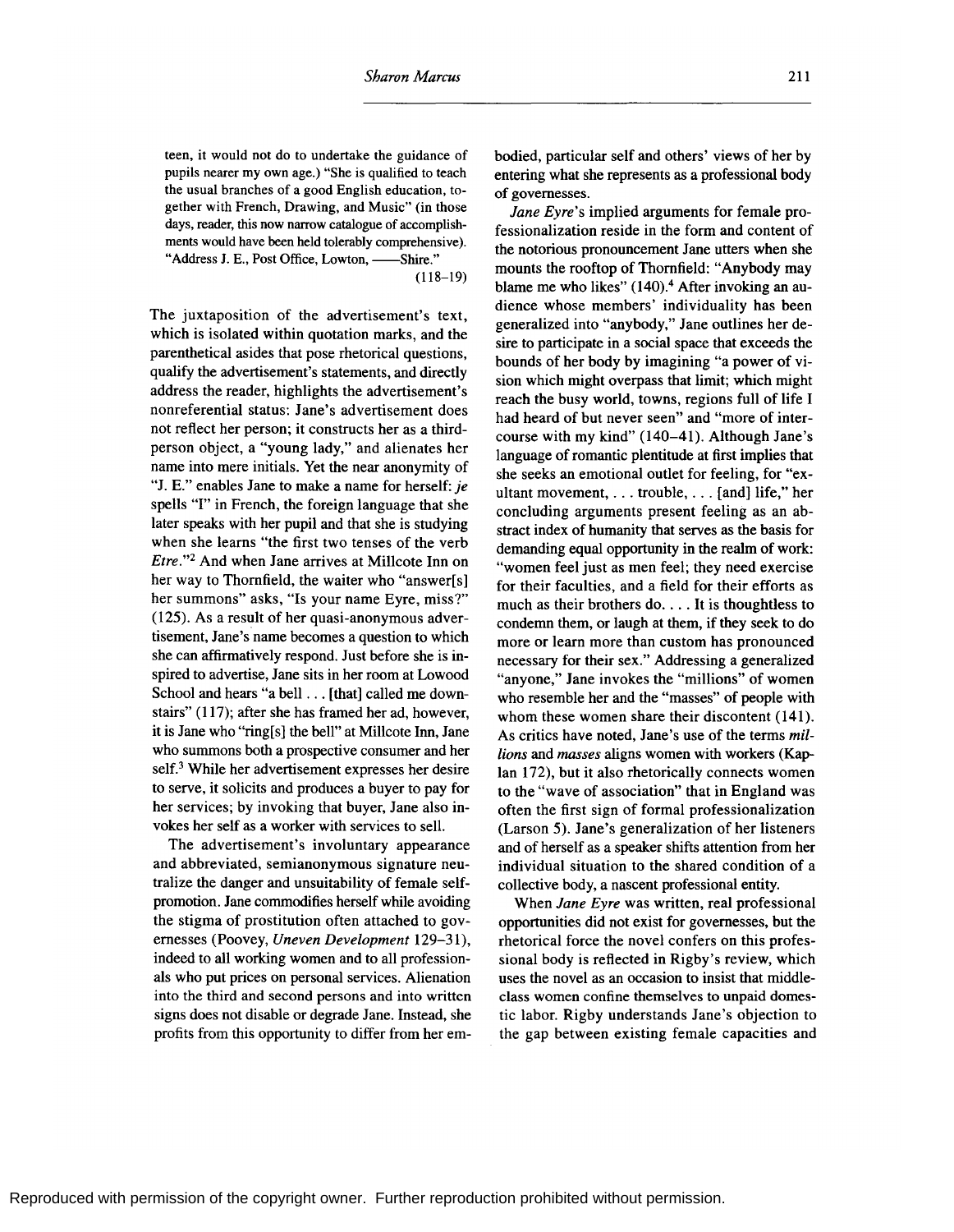teen, it would not do to undertake the guidance of pupils nearer my own age.) "She is qualified to teach the usual branches of a good English education, together with French, Drawing, and Music" (in those days, reader, this now narrow catalogue of accomplishments would have been held tolerably comprehensive). "Address J. E., Post Office, Lowton, ——Shire."

(118–19)

The juxtaposition of the advertisement's text, which is isolated within quotation marks, and the parenthetical asides that pose rhetorical questions, qualify the advertisement's statements, and directly address the reader, highlights the advertisement's nonreferential status: Jane's advertisement does not reflect her person; it constructs her as a third-person object, a "young lady," and alienates her name into mere initials. Yet the near anonymity of "J. E." enables Jane to make a name for herself: *je* spells "I" in French, the foreign language that she later speaks with her pupil and that she is studying when she learns "the first two tenses of the verb *Etre*."[2] And when Jane arrives at Millcote Inn on her way to Thornfield, the waiter who "answer[s] her summons" asks, "Is your name Eyre, miss?" (125). As a result of her quasi-anonymous advertisement, Jane's name becomes a question to which she can affirmatively respond. Just before she is inspired to advertise, Jane sits in her room at Lowood School and hears "a bell . . . [that] called me downstairs" (117); after she has framed her ad, however, it is Jane who "ring[s] the bell" at Millcote Inn, Jane who summons both a prospective consumer and her self.[3] While her advertisement expresses her desire to serve, it solicits and produces a buyer to pay for her services; by invoking that buyer, Jane also invokes her self as a worker with services to sell.

The advertisement's involuntary appearance and abbreviated, semianonymous signature neutralize the danger and unsuitability of female self-promotion. Jane commodifies herself while avoiding the stigma of prostitution often attached to governesses (Poovey, *Uneven Development* 129–31), indeed to all working women and to all professionals who put prices on personal services. Alienation into the third and second persons and into written signs does not disable or degrade Jane. Instead, she profits from this opportunity to differ from her embodied, particular self and others' views of her by entering what she represents as a professional body of governesses.

*Jane Eyre*'s implied arguments for female professionalization reside in the form and content of the notorious pronouncement Jane utters when she mounts the rooftop of Thornfield: "Anybody may blame me who likes" (140).[4] After invoking an audience whose members' individuality has been generalized into "anybody," Jane outlines her desire to participate in a social space that exceeds the bounds of her body by imagining "a power of vision which might overpass that limit; which might reach the busy world, towns, regions full of life I had heard of but never seen" and "more of intercourse with my kind" (140–41). Although Jane's language of romantic plentitude at first implies that she seeks an emotional outlet for feeling, for "exultant movement, . . . trouble, . . . [and] life," her concluding arguments present feeling as an abstract index of humanity that serves as the basis for demanding equal opportunity in the realm of work: "women feel just as men feel; they need exercise for their faculties, and a field for their efforts as much as their brothers do. . . . It is thoughtless to condemn them, or laugh at them, if they seek to do more or learn more than custom has pronounced necessary for their sex." Addressing a generalized "anyone," Jane invokes the "millions" of women who resemble her and the "masses" of people with whom these women share their discontent (141). As critics have noted, Jane's use of the terms *millions* and *masses* aligns women with workers (Kaplan 172), but it also rhetorically connects women to the "wave of association" that in England was often the first sign of formal professionalization (Larson 5). Jane's generalization of her listeners and of herself as a speaker shifts attention from her individual situation to the shared condition of a collective body, a nascent professional entity.

When *Jane Eyre* was written, real professional opportunities did not exist for governesses, but the rhetorical force the novel confers on this professional body is reflected in Rigby's review, which uses the novel as an occasion to insist that middle-class women confine themselves to unpaid domestic labor. Rigby understands Jane's objection to the gap between existing female capacities and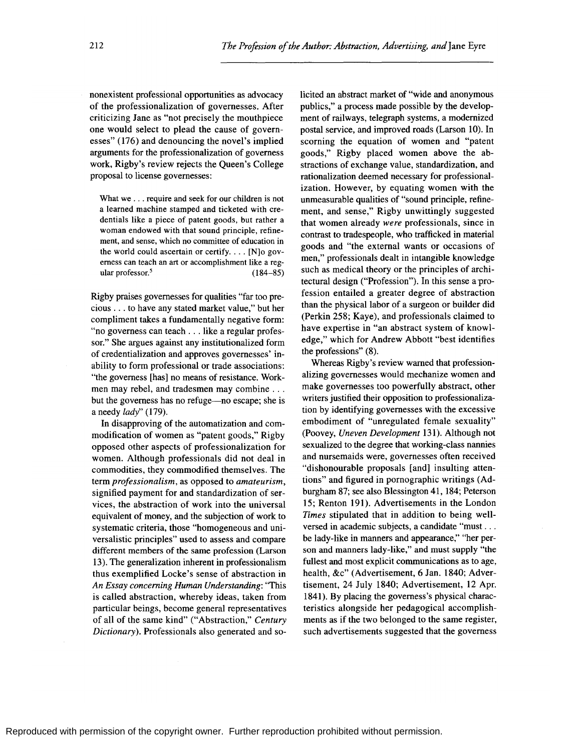nonexistent professional opportunities as advocacy of the professionalization of governesses. After criticizing Jane as "not precisely the mouthpiece one would select to plead the cause of governesses" (176) and denouncing the novel's implied arguments for the professionalization of governess work, Rigby's review rejects the Queen's College proposal to license governesses:

> What we . . . require and seek for our children is not a learned machine stamped and ticketed with credentials like a piece of patent goods, but rather a woman endowed with that sound principle, refinement, and sense, which no committee of education in the world could ascertain or certify. . . . [N]o governess can teach an art or accomplishment like a regular professor.[5] (184–85)

Rigby praises governesses for qualities "far too precious . . . to have any stated market value," but her compliment takes a fundamentally negative form: "no governess can teach . . . like a regular professor." She argues against any institutionalized form of credentialization and approves governesses' inability to form professional or trade associations: "the governess [has] no means of resistance. Workmen may rebel, and tradesmen may combine . . . but the governess has no refuge—no escape; she is a needy *lady*" (179).

In disapproving of the automatization and commodification of women as "patent goods," Rigby opposed other aspects of professionalization for women. Although professionals did not deal in commodities, they commodified themselves. The term *professionalism*, as opposed to *amateurism*, signified payment for and standardization of services, the abstraction of work into the universal equivalent of money, and the subjection of work to systematic criteria, those "homogeneous and universalistic principles" used to assess and compare different members of the same profession (Larson 13). The generalization inherent in professionalism thus exemplified Locke's sense of abstraction in *An Essay concerning Human Understanding*: "This is called abstraction, whereby ideas, taken from particular beings, become general representatives of all of the same kind" ("Abstraction," *Century Dictionary*). Professionals also generated and solicited an abstract market of "wide and anonymous publics," a process made possible by the development of railways, telegraph systems, a modernized postal service, and improved roads (Larson 10). In scorning the equation of women and "patent goods," Rigby placed women above the abstractions of exchange value, standardization, and rationalization deemed necessary for professionalization. However, by equating women with the unmeasurable qualities of "sound principle, refinement, and sense," Rigby unwittingly suggested that women already *were* professionals, since in contrast to tradespeople, who trafficked in material goods and "the external wants or occasions of men," professionals dealt in intangible knowledge such as medical theory or the principles of architectural design ("Profession"). In this sense a profession entailed a greater degree of abstraction than the physical labor of a surgeon or builder did (Perkin 258; Kaye), and professionals claimed to have expertise in "an abstract system of knowledge," which for Andrew Abbott "best identifies the professions" (8).

Whereas Rigby's review warned that professionalizing governesses would mechanize women and make governesses too powerfully abstract, other writers justified their opposition to professionalization by identifying governesses with the excessive embodiment of "unregulated female sexuality" (Poovey, *Uneven Development* 131). Although not sexualized to the degree that working-class nannies and nursemaids were, governesses often received "dishonourable proposals [and] insulting attentions" and figured in pornographic writings (Adburgham 87; see also Blessington 41, 184; Peterson 15; Renton 191). Advertisements in the London *Times* stipulated that in addition to being well-versed in academic subjects, a candidate "must . . . be lady-like in manners and appearance," "her person and manners lady-like," and must supply "the fullest and most explicit communications as to age, health, &c" (Advertisement, 6 Jan. 1840; Advertisement, 24 July 1840; Advertisement, 12 Apr. 1841). By placing the governess's physical characteristics alongside her pedagogical accomplishments as if the two belonged to the same register, such advertisements suggested that the governess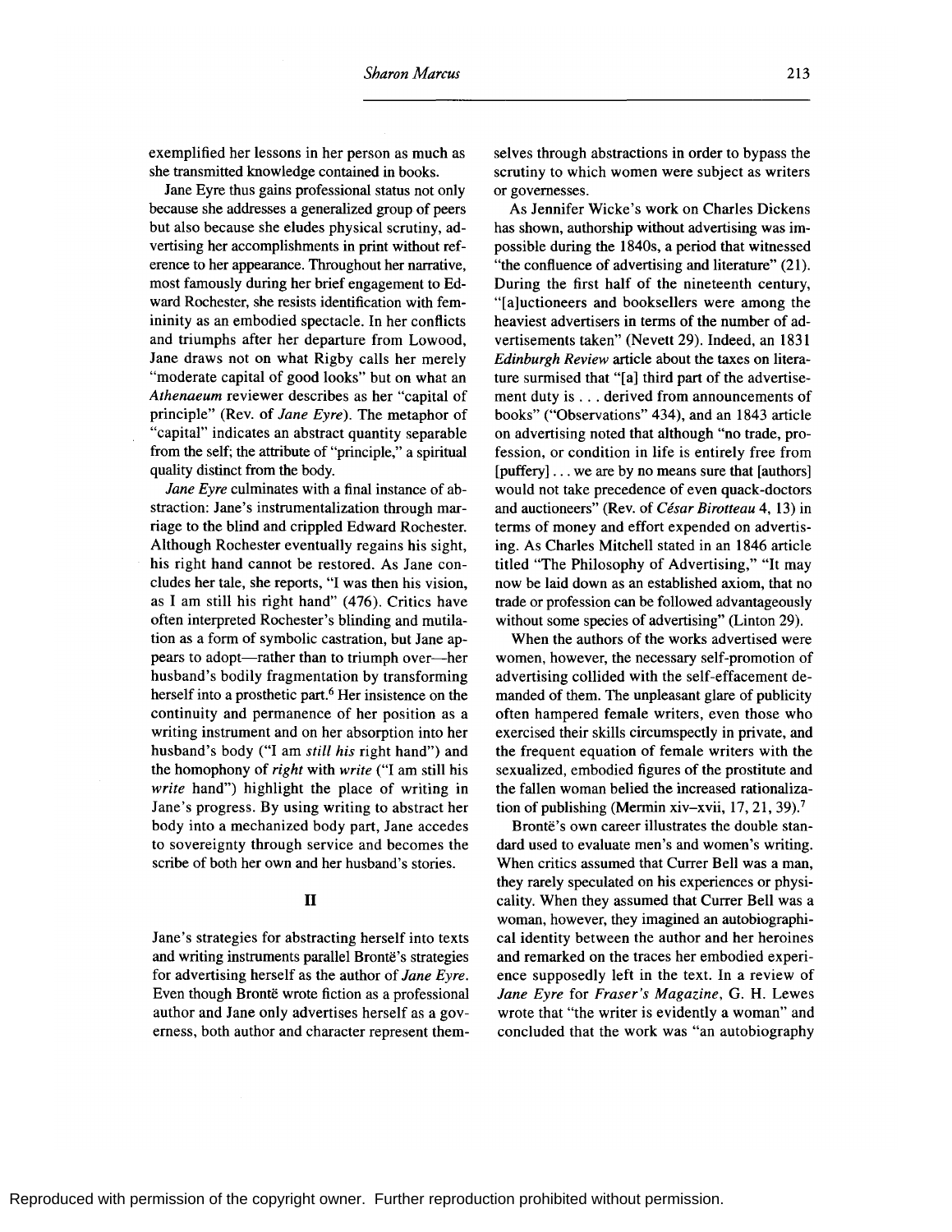exemplified her lessons in her person as much as she transmitted knowledge contained in books.

Jane Eyre thus gains professional status not only because she addresses a generalized group of peers but also because she eludes physical scrutiny, advertising her accomplishments in print without reference to her appearance. Throughout her narrative, most famously during her brief engagement to Edward Rochester, she resists identification with femininity as an embodied spectacle. In her conflicts and triumphs after her departure from Lowood, Jane draws not on what Rigby calls her merely "moderate capital of good looks" but on what an *Athenaeum* reviewer describes as her "capital of principle" (Rev. of *Jane Eyre*). The metaphor of "capital" indicates an abstract quantity separable from the self; the attribute of "principle," a spiritual quality distinct from the body.

*Jane Eyre* culminates with a final instance of abstraction: Jane's instrumentalization through marriage to the blind and crippled Edward Rochester. Although Rochester eventually regains his sight, his right hand cannot be restored. As Jane concludes her tale, she reports, "I was then his vision, as I am still his right hand" (476). Critics have often interpreted Rochester's blinding and mutilation as a form of symbolic castration, but Jane appears to adopt—rather than to triumph over—her husband's bodily fragmentation by transforming herself into a prosthetic part.[6] Her insistence on the continuity and permanence of her position as a writing instrument and on her absorption into her husband's body ("I am *still his* right hand") and the homophony of *right* with *write* ("I am still his *write* hand") highlight the place of writing in Jane's progress. By using writing to abstract her body into a mechanized body part, Jane accedes to sovereignty through service and becomes the scribe of both her own and her husband's stories.

## II

Jane's strategies for abstracting herself into texts and writing instruments parallel Brontë's strategies for advertising herself as the author of *Jane Eyre*. Even though Brontë wrote fiction as a professional author and Jane only advertises herself as a governess, both author and character represent themselves through abstractions in order to bypass the scrutiny to which women were subject as writers or governesses.

As Jennifer Wicke's work on Charles Dickens has shown, authorship without advertising was impossible during the 1840s, a period that witnessed "the confluence of advertising and literature" (21). During the first half of the nineteenth century, "[a]uctioneers and booksellers were among the heaviest advertisers in terms of the number of advertisements taken" (Nevett 29). Indeed, an 1831 *Edinburgh Review* article about the taxes on literature surmised that "[a] third part of the advertisement duty is . . . derived from announcements of books" ("Observations" 434), and an 1843 article on advertising noted that although "no trade, profession, or condition in life is entirely free from [puffery] . . . we are by no means sure that [authors] would not take precedence of even quack-doctors and auctioneers" (Rev. of *César Birotteau* 4, 13) in terms of money and effort expended on advertising. As Charles Mitchell stated in an 1846 article titled "The Philosophy of Advertising," "It may now be laid down as an established axiom, that no trade or profession can be followed advantageously without some species of advertising" (Linton 29).

When the authors of the works advertised were women, however, the necessary self-promotion of advertising collided with the self-effacement demanded of them. The unpleasant glare of publicity often hampered female writers, even those who exercised their skills circumspectly in private, and the frequent equation of female writers with the sexualized, embodied figures of the prostitute and the fallen woman belied the increased rationalization of publishing (Mermin xiv–xvii, 17, 21, 39).[7]

Brontë's own career illustrates the double standard used to evaluate men's and women's writing. When critics assumed that Currer Bell was a man, they rarely speculated on his experiences or physicality. When they assumed that Currer Bell was a woman, however, they imagined an autobiographical identity between the author and her heroines and remarked on the traces her embodied experience supposedly left in the text. In a review of *Jane Eyre* for *Fraser's Magazine*, G. H. Lewes wrote that "the writer is evidently a woman" and concluded that the work was "an autobiography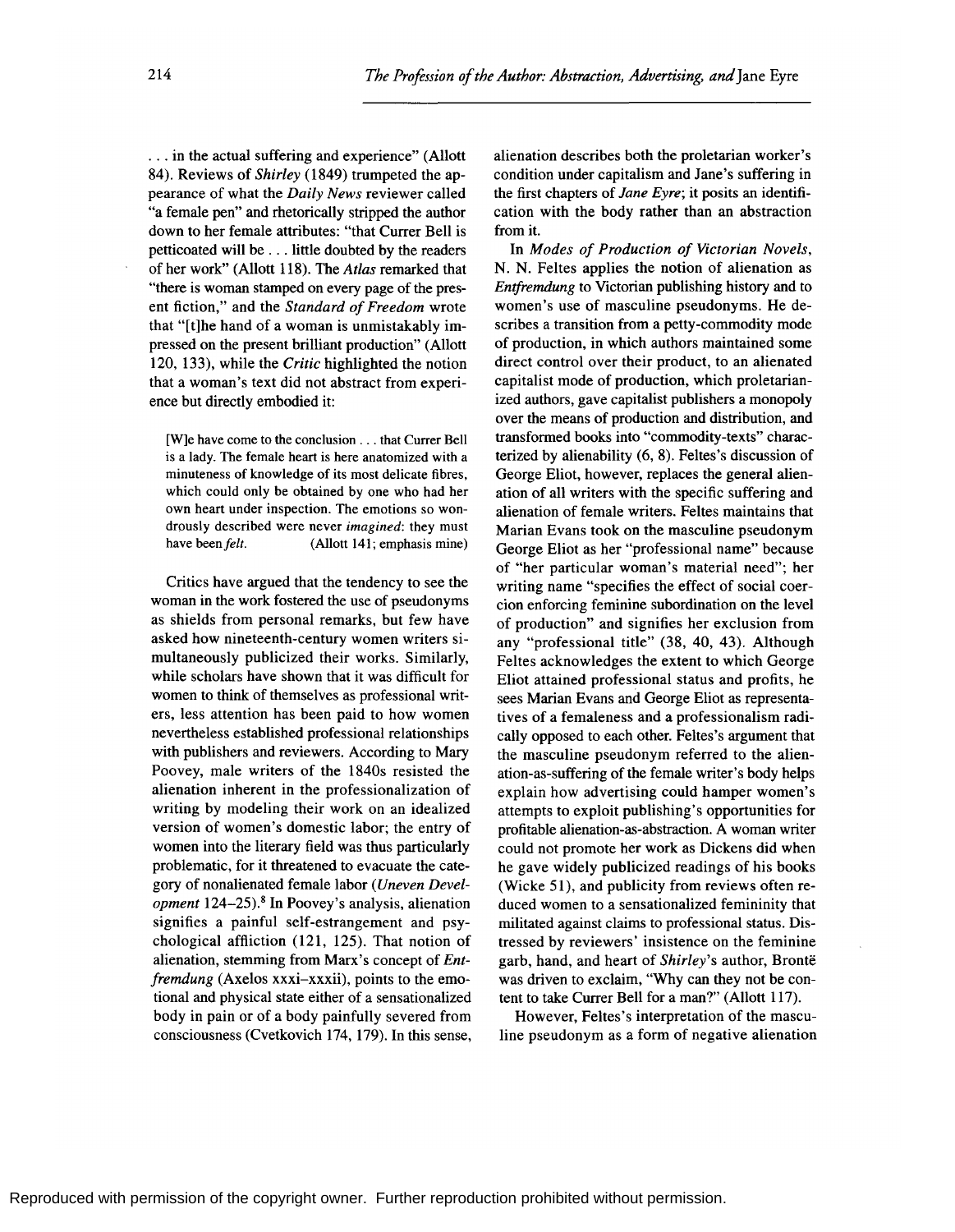. . . in the actual suffering and experience" (Allott 84). Reviews of *Shirley* (1849) trumpeted the appearance of what the *Daily News* reviewer called "a female pen" and rhetorically stripped the author down to her female attributes: "that Currer Bell is petticoated will be . . . little doubted by the readers of her work" (Allott 118). The *Atlas* remarked that "there is woman stamped on every page of the present fiction," and the *Standard of Freedom* wrote that "[t]he hand of a woman is unmistakably impressed on the present brilliant production" (Allott 120, 133), while the *Critic* highlighted the notion that a woman's text did not abstract from experience but directly embodied it:

> [W]e have come to the conclusion . . . that Currer Bell is a lady. The female heart is here anatomized with a minuteness of knowledge of its most delicate fibres, which could only be obtained by one who had her own heart under inspection. The emotions so wondrously described were never *imagined*: they must have been *felt*. (Allott 141; emphasis mine)

Critics have argued that the tendency to see the woman in the work fostered the use of pseudonyms as shields from personal remarks, but few have asked how nineteenth-century women writers simultaneously publicized their works. Similarly, while scholars have shown that it was difficult for women to think of themselves as professional writers, less attention has been paid to how women nevertheless established professional relationships with publishers and reviewers. According to Mary Poovey, male writers of the 1840s resisted the alienation inherent in the professionalization of writing by modeling their work on an idealized version of women's domestic labor; the entry of women into the literary field was thus particularly problematic, for it threatened to evacuate the category of nonalienated female labor (*Uneven Development* 124–25).[8] In Poovey's analysis, alienation signifies a painful self-estrangement and psychological affliction (121, 125). That notion of alienation, stemming from Marx's concept of *Entfremdung* (Axelos xxxi–xxxii), points to the emotional and physical state either of a sensationalized body in pain or of a body painfully severed from consciousness (Cvetkovich 174, 179). In this sense, alienation describes both the proletarian worker's condition under capitalism and Jane's suffering in the first chapters of *Jane Eyre*; it posits an identification with the body rather than an abstraction from it.

In *Modes of Production of Victorian Novels*, N. N. Feltes applies the notion of alienation as *Entfremdung* to Victorian publishing history and to women's use of masculine pseudonyms. He describes a transition from a petty-commodity mode of production, in which authors maintained some direct control over their product, to an alienated capitalist mode of production, which proletarianized authors, gave capitalist publishers a monopoly over the means of production and distribution, and transformed books into "commodity-texts" characterized by alienability (6, 8). Feltes's discussion of George Eliot, however, replaces the general alienation of all writers with the specific suffering and alienation of female writers. Feltes maintains that Marian Evans took on the masculine pseudonym George Eliot as her "professional name" because of "her particular woman's material need"; her writing name "specifies the effect of social coercion enforcing feminine subordination on the level of production" and signifies her exclusion from any "professional title" (38, 40, 43). Although Feltes acknowledges the extent to which George Eliot attained professional status and profits, he sees Marian Evans and George Eliot as representatives of a femaleness and a professionalism radically opposed to each other. Feltes's argument that the masculine pseudonym referred to the alienation-as-suffering of the female writer's body helps explain how advertising could hamper women's attempts to exploit publishing's opportunities for profitable alienation-as-abstraction. A woman writer could not promote her work as Dickens did when he gave widely publicized readings of his books (Wicke 51), and publicity from reviews often reduced women to a sensationalized femininity that militated against claims to professional status. Distressed by reviewers' insistence on the feminine garb, hand, and heart of *Shirley*'s author, Brontë was driven to exclaim, "Why can they not be content to take Currer Bell for a man?" (Allott 117).

However, Feltes's interpretation of the masculine pseudonym as a form of negative alienation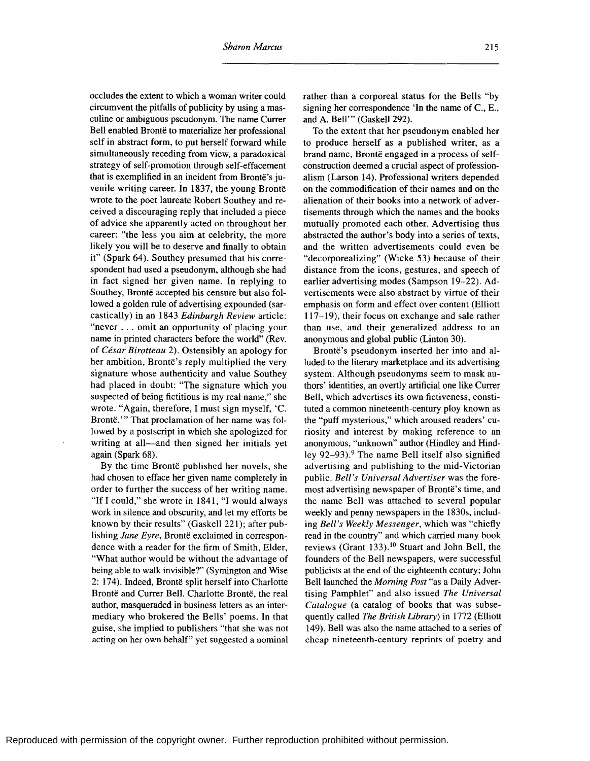occludes the extent to which a woman writer could circumvent the pitfalls of publicity by using a masculine or ambiguous pseudonym. The name Currer Bell enabled Brontë to materialize her professional self in abstract form, to put herself forward while simultaneously receding from view, a paradoxical strategy of self-promotion through self-effacement that is exemplified in an incident from Brontë's juvenile writing career. In 1837, the young Brontë wrote to the poet laureate Robert Southey and received a discouraging reply that included a piece of advice she apparently acted on throughout her career: "the less you aim at celebrity, the more likely you will be to deserve and finally to obtain it" (Spark 64). Southey presumed that his correspondent had used a pseudonym, although she had in fact signed her given name. In replying to Southey, Brontë accepted his censure but also followed a golden rule of advertising expounded (sarcastically) in an 1843 *Edinburgh Review* article: "never . . . omit an opportunity of placing your name in printed characters before the world" (Rev. of *César Birotteau* 2). Ostensibly an apology for her ambition, Brontë's reply multiplied the very signature whose authenticity and value Southey had placed in doubt: "The signature which you suspected of being fictitious is my real name," she wrote. "Again, therefore, I must sign myself, 'C. Brontë.'" That proclamation of her name was followed by a postscript in which she apologized for writing at all—and then signed her initials yet again (Spark 68).

By the time Brontë published her novels, she had chosen to efface her given name completely in order to further the success of her writing name. "If I could," she wrote in 1841, "I would always work in silence and obscurity, and let my efforts be known by their results" (Gaskell 221); after publishing *Jane Eyre*, Brontë exclaimed in correspondence with a reader for the firm of Smith, Elder, "What author would be without the advantage of being able to walk invisible?" (Symington and Wise 2: 174). Indeed, Brontë split herself into Charlotte Brontë and Currer Bell. Charlotte Brontë, the real author, masqueraded in business letters as an intermediary who brokered the Bells' poems. In that guise, she implied to publishers "that she was not acting on her own behalf" yet suggested a nominal rather than a corporeal status for the Bells "by signing her correspondence 'In the name of C., E., and A. Bell'" (Gaskell 292).

To the extent that her pseudonym enabled her to produce herself as a published writer, as a brand name, Brontë engaged in a process of self-construction deemed a crucial aspect of professionalism (Larson 14). Professional writers depended on the commodification of their names and on the alienation of their books into a network of advertisements through which the names and the books mutually promoted each other. Advertising thus abstracted the author's body into a series of texts, and the written advertisements could even be "decorporealizing" (Wicke 53) because of their distance from the icons, gestures, and speech of earlier advertising modes (Sampson 19–22). Advertisements were also abstract by virtue of their emphasis on form and effect over content (Elliott 117–19), their focus on exchange and sale rather than use, and their generalized address to an anonymous and global public (Linton 30).

Brontë's pseudonym inserted her into and alluded to the literary marketplace and its advertising system. Although pseudonyms seem to mask authors' identities, an overtly artificial one like Currer Bell, which advertises its own fictiveness, constituted a common nineteenth-century ploy known as the "puff mysterious," which aroused readers' curiosity and interest by making reference to an anonymous, "unknown" author (Hindley and Hindley 92–93).[9] The name Bell itself also signified advertising and publishing to the mid-Victorian public. *Bell's Universal Advertiser* was the foremost advertising newspaper of Brontë's time, and the name Bell was attached to several popular weekly and penny newspapers in the 1830s, including *Bell's Weekly Messenger*, which was "chiefly read in the country" and which carried many book reviews (Grant 133).[10] Stuart and John Bell, the founders of the Bell newspapers, were successful publicists at the end of the eighteenth century; John Bell launched the *Morning Post* "as a Daily Advertising Pamphlet" and also issued *The Universal Catalogue* (a catalog of books that was subsequently called *The British Library*) in 1772 (Elliott 149). Bell was also the name attached to a series of cheap nineteenth-century reprints of poetry and

Reproduced with permission of the copyright owner. Further reproduction prohibited without permission.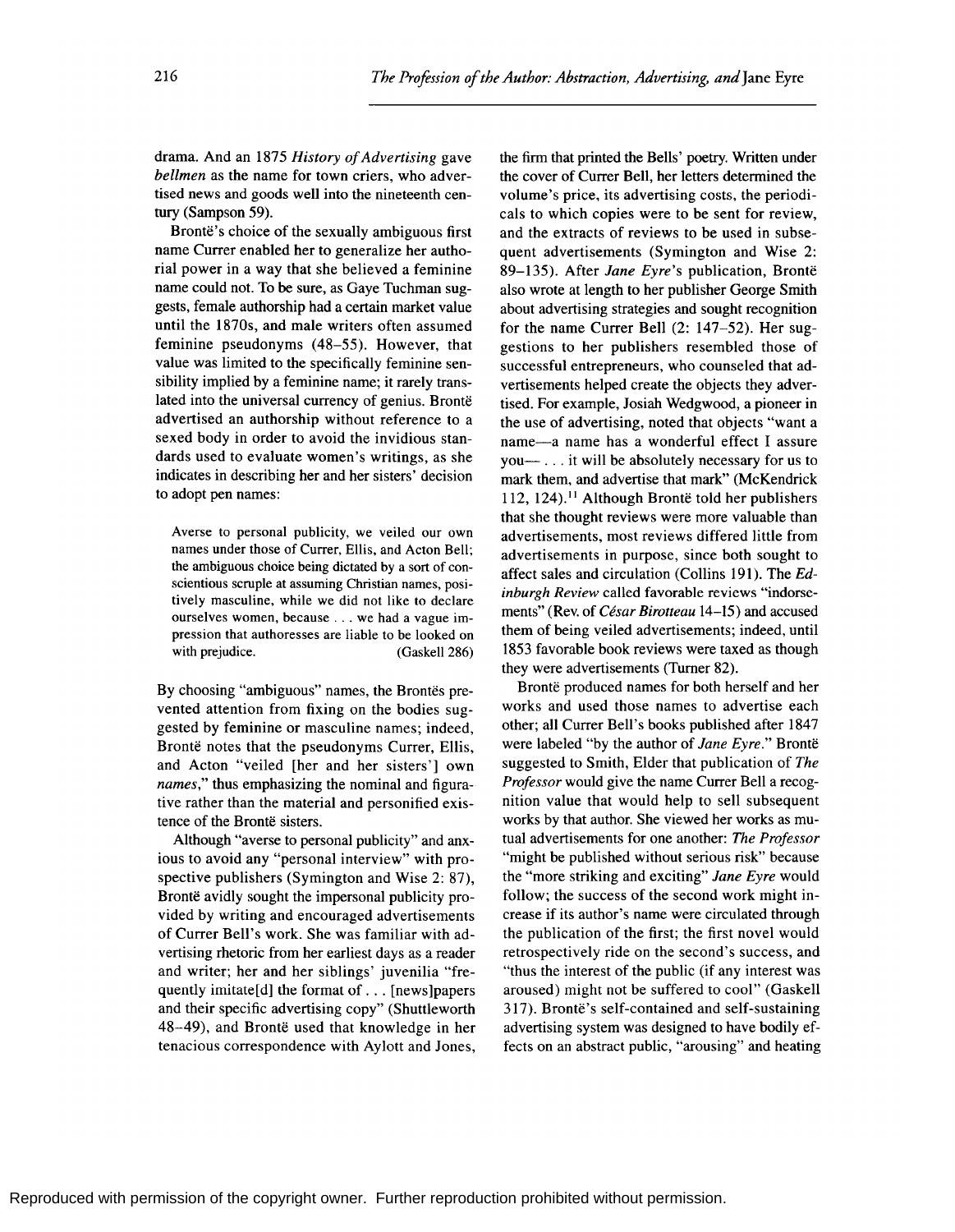drama. And an 1875 *History of Advertising* gave *bellmen* as the name for town criers, who advertised news and goods well into the nineteenth century (Sampson 59).

Brontë's choice of the sexually ambiguous first name Currer enabled her to generalize her authorial power in a way that she believed a feminine name could not. To be sure, as Gaye Tuchman suggests, female authorship had a certain market value until the 1870s, and male writers often assumed feminine pseudonyms (48–55). However, that value was limited to the specifically feminine sensibility implied by a feminine name; it rarely translated into the universal currency of genius. Brontë advertised an authorship without reference to a sexed body in order to avoid the invidious standards used to evaluate women's writings, as she indicates in describing her and her sisters' decision to adopt pen names:

> Averse to personal publicity, we veiled our own names under those of Currer, Ellis, and Acton Bell; the ambiguous choice being dictated by a sort of conscientious scruple at assuming Christian names, positively masculine, while we did not like to declare ourselves women, because . . . we had a vague impression that authoresses are liable to be looked on with prejudice. (Gaskell 286)

By choosing "ambiguous" names, the Brontës prevented attention from fixing on the bodies suggested by feminine or masculine names; indeed, Brontë notes that the pseudonyms Currer, Ellis, and Acton "veiled [her and her sisters'] own *names*," thus emphasizing the nominal and figurative rather than the material and personified existence of the Brontë sisters.

Although "averse to personal publicity" and anxious to avoid any "personal interview" with prospective publishers (Symington and Wise 2: 87), Brontë avidly sought the impersonal publicity provided by writing and encouraged advertisements of Currer Bell's work. She was familiar with advertising rhetoric from her earliest days as a reader and writer; her and her siblings' juvenilia "frequently imitate[d] the format of . . . [news]papers and their specific advertising copy" (Shuttleworth 48–49), and Brontë used that knowledge in her tenacious correspondence with Aylott and Jones, the firm that printed the Bells' poetry. Written under the cover of Currer Bell, her letters determined the volume's price, its advertising costs, the periodicals to which copies were to be sent for review, and the extracts of reviews to be used in subsequent advertisements (Symington and Wise 2: 89–135). After *Jane Eyre*'s publication, Brontë also wrote at length to her publisher George Smith about advertising strategies and sought recognition for the name Currer Bell (2: 147–52). Her suggestions to her publishers resembled those of successful entrepreneurs, who counseled that advertisements helped create the objects they advertised. For example, Josiah Wedgwood, a pioneer in the use of advertising, noted that objects "want a name—a name has a wonderful effect I assure you— . . . it will be absolutely necessary for us to mark them, and advertise that mark" (McKendrick 112, 124).[11] Although Brontë told her publishers that she thought reviews were more valuable than advertisements, most reviews differed little from advertisements in purpose, since both sought to affect sales and circulation (Collins 191). The *Edinburgh Review* called favorable reviews "indorsements" (Rev. of *César Birotteau* 14–15) and accused them of being veiled advertisements; indeed, until 1853 favorable book reviews were taxed as though they were advertisements (Turner 82).

Brontë produced names for both herself and her works and used those names to advertise each other; all Currer Bell's books published after 1847 were labeled "by the author of *Jane Eyre*." Brontë suggested to Smith, Elder that publication of *The Professor* would give the name Currer Bell a recognition value that would help to sell subsequent works by that author. She viewed her works as mutual advertisements for one another: *The Professor* "might be published without serious risk" because the "more striking and exciting" *Jane Eyre* would follow; the success of the second work might increase if its author's name were circulated through the publication of the first; the first novel would retrospectively ride on the second's success, and "thus the interest of the public (if any interest was aroused) might not be suffered to cool" (Gaskell 317). Brontë's self-contained and self-sustaining advertising system was designed to have bodily effects on an abstract public, "arousing" and heating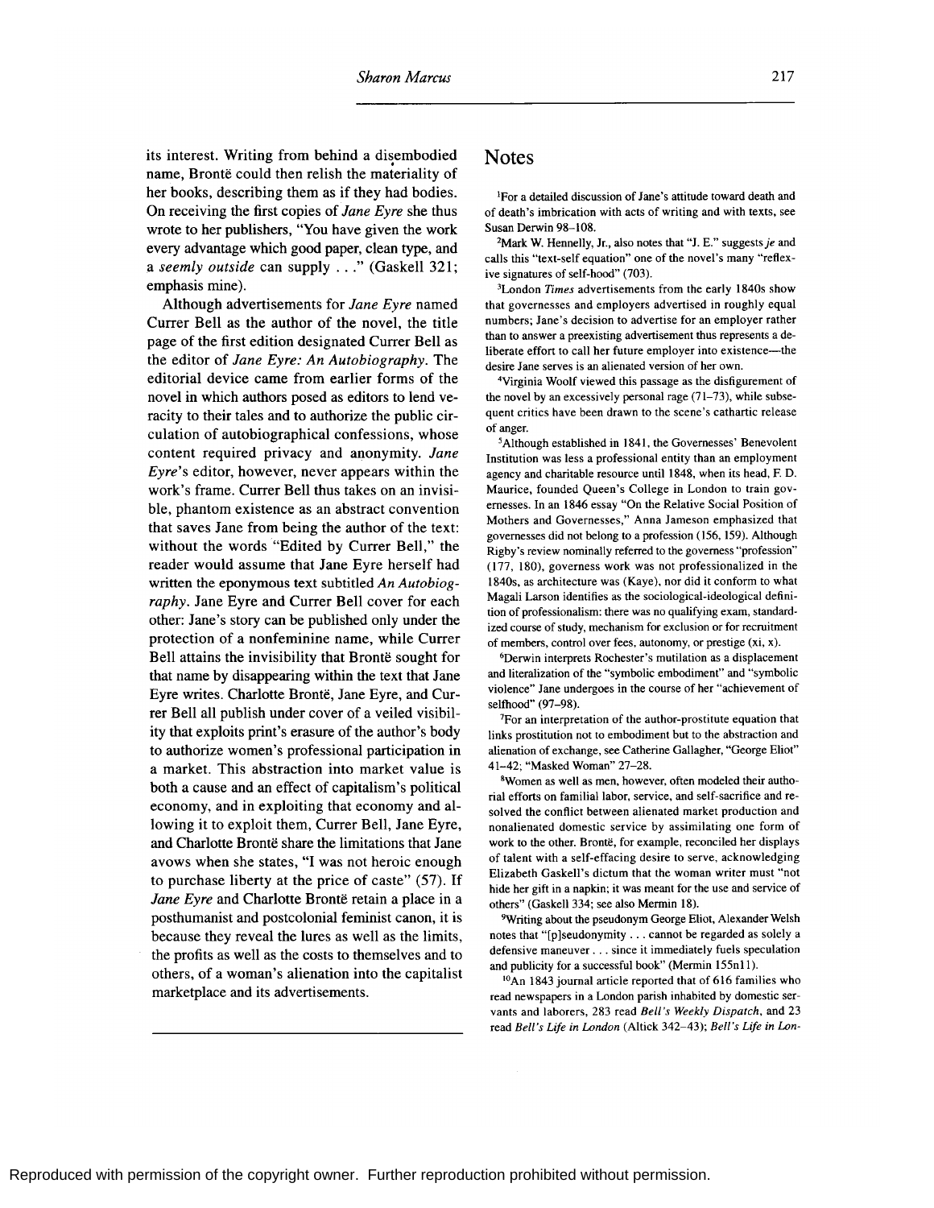its interest. Writing from behind a disembodied name, Brontë could then relish the materiality of her books, describing them as if they had bodies. On receiving the first copies of *Jane Eyre* she thus wrote to her publishers, "You have given the work every advantage which good paper, clean type, and a *seemly outside* can supply . . ." (Gaskell 321; emphasis mine).

Although advertisements for *Jane Eyre* named Currer Bell as the author of the novel, the title page of the first edition designated Currer Bell as the editor of *Jane Eyre: An Autobiography*. The editorial device came from earlier forms of the novel in which authors posed as editors to lend veracity to their tales and to authorize the public circulation of autobiographical confessions, whose content required privacy and anonymity. *Jane Eyre*'s editor, however, never appears within the work's frame. Currer Bell thus takes on an invisible, phantom existence as an abstract convention that saves Jane from being the author of the text: without the words "Edited by Currer Bell," the reader would assume that Jane Eyre herself had written the eponymous text subtitled *An Autobiography*. Jane Eyre and Currer Bell cover for each other: Jane's story can be published only under the protection of a nonfeminine name, while Currer Bell attains the invisibility that Brontë sought for that name by disappearing within the text that Jane Eyre writes. Charlotte Brontë, Jane Eyre, and Currer Bell all publish under cover of a veiled visibility that exploits print's erasure of the author's body to authorize women's professional participation in a market. This abstraction into market value is both a cause and an effect of capitalism's political economy, and in exploiting that economy and allowing it to exploit them, Currer Bell, Jane Eyre, and Charlotte Brontë share the limitations that Jane avows when she states, "I was not heroic enough to purchase liberty at the price of caste" (57). If *Jane Eyre* and Charlotte Brontë retain a place in a posthumanist and postcolonial feminist canon, it is because they reveal the lures as well as the limits, the profits as well as the costs to themselves and to others, of a woman's alienation into the capitalist marketplace and its advertisements.

## Notes

[1]For a detailed discussion of Jane's attitude toward death and of death's imbrication with acts of writing and with texts, see Susan Derwin 98–108.

[2]Mark W. Hennelly, Jr., also notes that "J. E." suggests *je* and calls this "text-self equation" one of the novel's many "reflexive signatures of self-hood" (703).

[3]London *Times* advertisements from the early 1840s show that governesses and employers advertised in roughly equal numbers; Jane's decision to advertise for an employer rather than to answer a preexisting advertisement thus represents a deliberate effort to call her future employer into existence—the desire Jane serves is an alienated version of her own.

[4]Virginia Woolf viewed this passage as the disfigurement of the novel by an excessively personal rage (71–73), while subsequent critics have been drawn to the scene's cathartic release of anger.

[5]Although established in 1841, the Governesses' Benevolent Institution was less a professional entity than an employment agency and charitable resource until 1848, when its head, F. D. Maurice, founded Queen's College in London to train governesses. In an 1846 essay "On the Relative Social Position of Mothers and Governesses," Anna Jameson emphasized that governesses did not belong to a profession (156, 159). Although Rigby's review nominally referred to the governess "profession" (177, 180), governess work was not professionalized in the 1840s, as architecture was (Kaye), nor did it conform to what Magali Larson identifies as the sociological-ideological definition of professionalism: there was no qualifying exam, standardized course of study, mechanism for exclusion or for recruitment of members, control over fees, autonomy, or prestige (xi, x).

[6]Derwin interprets Rochester's mutilation as a displacement and literalization of the "symbolic embodiment" and "symbolic violence" Jane undergoes in the course of her "achievement of selfhood" (97–98).

[7]For an interpretation of the author-prostitute equation that links prostitution not to embodiment but to the abstraction and alienation of exchange, see Catherine Gallagher, "George Eliot" 41–42; "Masked Woman" 27–28.

[8]Women as well as men, however, often modeled their authorial efforts on familial labor, service, and self-sacrifice and resolved the conflict between alienated market production and nonalienated domestic service by assimilating one form of work to the other. Brontë, for example, reconciled her displays of talent with a self-effacing desire to serve, acknowledging Elizabeth Gaskell's dictum that the woman writer must "not hide her gift in a napkin; it was meant for the use and service of others" (Gaskell 334; see also Mermin 18).

[9]Writing about the pseudonym George Eliot, Alexander Welsh notes that "[p]seudonymity . . . cannot be regarded as solely a defensive maneuver . . . since it immediately fuels speculation and publicity for a successful book" (Mermin 155n11).

[10]An 1843 journal article reported that of 616 families who read newspapers in a London parish inhabited by domestic servants and laborers, 283 read *Bell's Weekly Dispatch*, and 23 read *Bell's Life in London* (Altick 342–43); *Bell's Life in Lon-*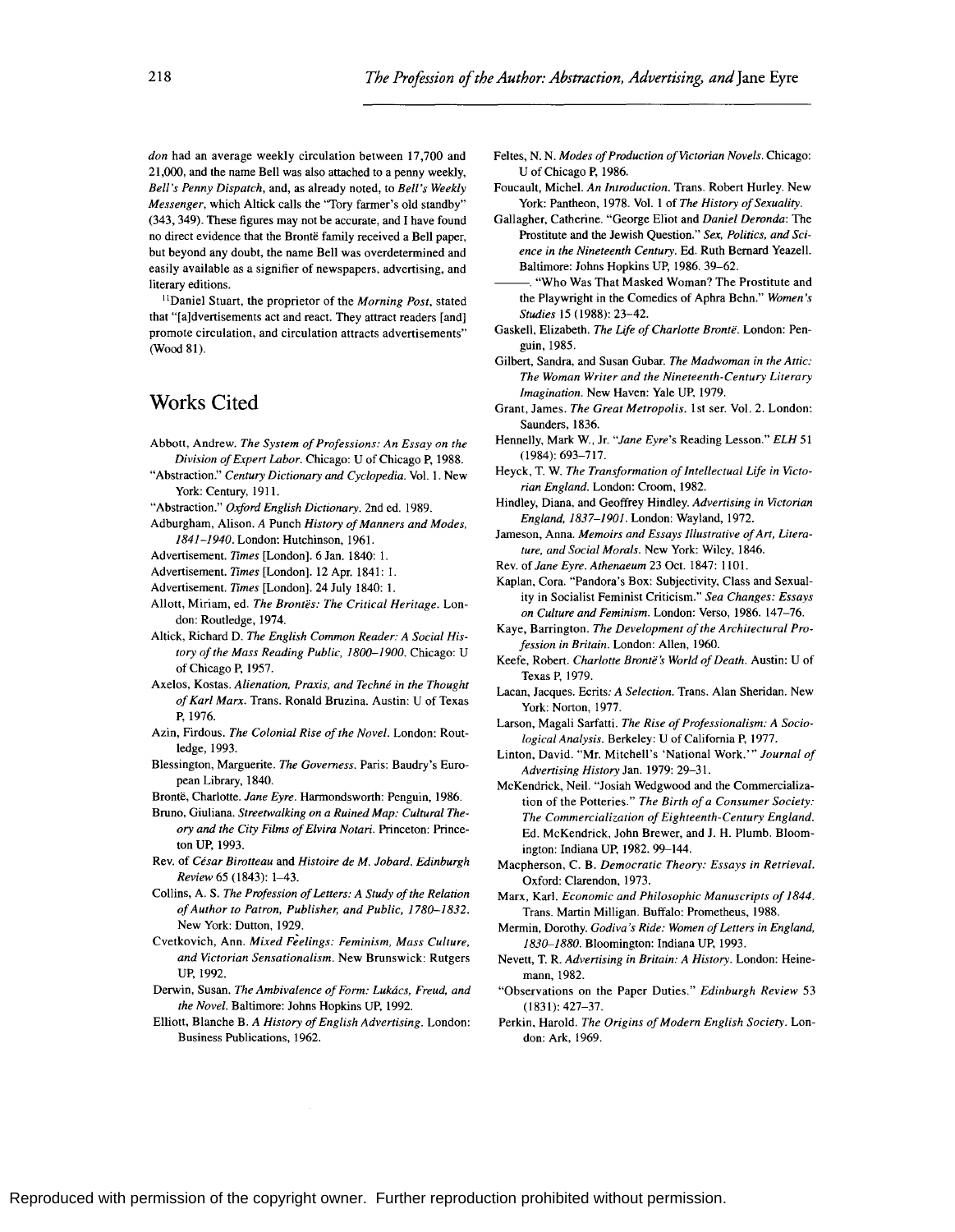*don* had an average weekly circulation between 17,700 and 21,000, and the name Bell was also attached to a penny weekly, *Bell's Penny Dispatch*, and, as already noted, to *Bell's Weekly Messenger*, which Altick calls the "Tory farmer's old standby" (343, 349). These figures may not be accurate, and I have found no direct evidence that the Brontë family received a Bell paper, but beyond any doubt, the name Bell was overdetermined and easily available as a signifier of newspapers, advertising, and literary editions.

[11]Daniel Stuart, the proprietor of the *Morning Post*, stated that "[a]dvertisements act and react. They attract readers [and] promote circulation, and circulation attracts advertisements" (Wood 81).

## Works Cited

Abbott, Andrew. *The System of Professions: An Essay on the Division of Expert Labor*. Chicago: U of Chicago P, 1988.

"Abstraction." *Century Dictionary and Cyclopedia*. Vol. 1. New York: Century, 1911.

"Abstraction." *Oxford English Dictionary*. 2nd ed. 1989.

Adburgham, Alison. *A Punch History of Manners and Modes, 1841–1940*. London: Hutchinson, 1961.

Advertisement. *Times* [London]. 6 Jan. 1840: 1.

Advertisement. *Times* [London]. 12 Apr. 1841: 1.

Advertisement. *Times* [London]. 24 July 1840: 1.

Allott, Miriam, ed. *The Brontës: The Critical Heritage*. London: Routledge, 1974.

Altick, Richard D. *The English Common Reader: A Social History of the Mass Reading Public, 1800–1900*. Chicago: U of Chicago P, 1957.

Axelos, Kostas. *Alienation, Praxis, and Techné in the Thought of Karl Marx*. Trans. Ronald Bruzina. Austin: U of Texas P, 1976.

Azin, Firdous. *The Colonial Rise of the Novel*. London: Routledge, 1993.

Blessington, Marguerite. *The Governess*. Paris: Baudry's European Library, 1840.

Brontë, Charlotte. *Jane Eyre*. Harmondsworth: Penguin, 1986.

Bruno, Giuliana. *Streetwalking on a Ruined Map: Cultural Theory and the City Films of Elvira Notari*. Princeton: Princeton UP, 1993.

Rev. of *César Birotteau* and *Histoire de M. Jobard*. *Edinburgh Review* 65 (1843): 1–43.

Collins, A. S. *The Profession of Letters: A Study of the Relation of Author to Patron, Publisher, and Public, 1780–1832*. New York: Dutton, 1929.

Cvetkovich, Ann. *Mixed Feelings: Feminism, Mass Culture, and Victorian Sensationalism*. New Brunswick: Rutgers UP, 1992.

Derwin, Susan. *The Ambivalence of Form: Lukács, Freud, and the Novel*. Baltimore: Johns Hopkins UP, 1992.

Elliott, Blanche B. *A History of English Advertising*. London: Business Publications, 1962.

Feltes, N. N. *Modes of Production of Victorian Novels*. Chicago: U of Chicago P, 1986.

Foucault, Michel. *An Introduction*. Trans. Robert Hurley. New York: Pantheon, 1978. Vol. 1 of *The History of Sexuality*.

Gallagher, Catherine. "George Eliot and *Daniel Deronda*: The Prostitute and the Jewish Question." *Sex, Politics, and Science in the Nineteenth Century*. Ed. Ruth Bernard Yeazell. Baltimore: Johns Hopkins UP, 1986. 39–62.

———. "Who Was That Masked Woman? The Prostitute and the Playwright in the Comedies of Aphra Behn." *Women's Studies* 15 (1988): 23–42.

Gaskell, Elizabeth. *The Life of Charlotte Brontë*. London: Penguin, 1985.

Gilbert, Sandra, and Susan Gubar. *The Madwoman in the Attic: The Woman Writer and the Nineteenth-Century Literary Imagination*. New Haven: Yale UP, 1979.

Grant, James. *The Great Metropolis*. 1st ser. Vol. 2. London: Saunders, 1836.

Hennelly, Mark W., Jr. "*Jane Eyre*'s Reading Lesson." *ELH* 51 (1984): 693–717.

Heyck, T. W. *The Transformation of Intellectual Life in Victorian England*. London: Croom, 1982.

Hindley, Diana, and Geoffrey Hindley. *Advertising in Victorian England, 1837–1901*. London: Wayland, 1972.

Jameson, Anna. *Memoirs and Essays Illustrative of Art, Literature, and Social Morals*. New York: Wiley, 1846.

Rev. of *Jane Eyre*. *Athenaeum* 23 Oct. 1847: 1101.

Kaplan, Cora. "Pandora's Box: Subjectivity, Class and Sexuality in Socialist Feminist Criticism." *Sea Changes: Essays on Culture and Feminism*. London: Verso, 1986. 147–76.

Kaye, Barrington. *The Development of the Architectural Profession in Britain*. London: Allen, 1960.

Keefe, Robert. *Charlotte Brontë's World of Death*. Austin: U of Texas P, 1979.

Lacan, Jacques. *Ecrits: A Selection*. Trans. Alan Sheridan. New York: Norton, 1977.

Larson, Magali Sarfatti. *The Rise of Professionalism: A Sociological Analysis*. Berkeley: U of California P, 1977.

Linton, David. "Mr. Mitchell's 'National Work.'" *Journal of Advertising History* Jan. 1979: 29–31.

McKendrick, Neil. "Josiah Wedgwood and the Commercialization of the Potteries." *The Birth of a Consumer Society: The Commercialization of Eighteenth-Century England*. Ed. McKendrick, John Brewer, and J. H. Plumb. Bloomington: Indiana UP, 1982. 99–144.

Macpherson, C. B. *Democratic Theory: Essays in Retrieval*. Oxford: Clarendon, 1973.

Marx, Karl. *Economic and Philosophic Manuscripts of 1844*. Trans. Martin Milligan. Buffalo: Prometheus, 1988.

Mermin, Dorothy. *Godiva's Ride: Women of Letters in England, 1830–1880*. Bloomington: Indiana UP, 1993.

Nevett, T. R. *Advertising in Britain: A History*. London: Heinemann, 1982.

"Observations on the Paper Duties." *Edinburgh Review* 53 (1831): 427–37.

Perkin, Harold. *The Origins of Modern English Society*. London: Ark, 1969.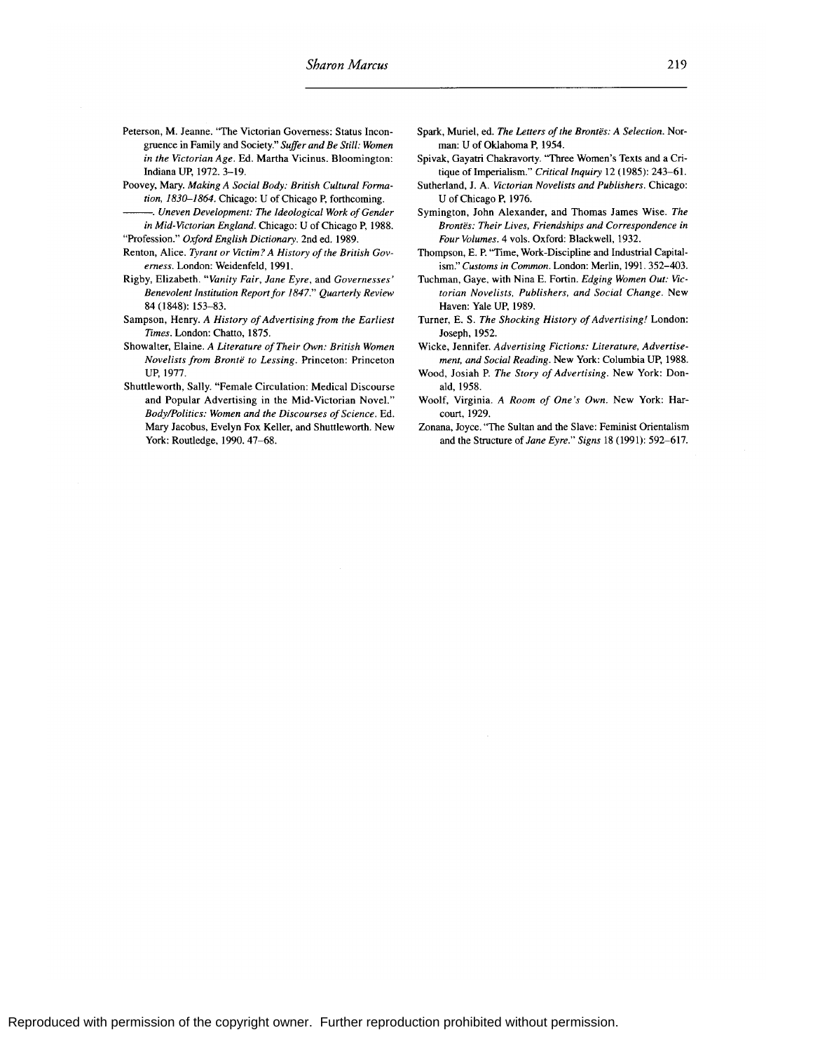Peterson, M. Jeanne. "The Victorian Governess: Status Incongruence in Family and Society." *Suffer and Be Still: Women in the Victorian Age*. Ed. Martha Vicinus. Bloomington: Indiana UP, 1972. 3–19.

Poovey, Mary. *Making A Social Body: British Cultural Formation, 1830–1864*. Chicago: U of Chicago P, forthcoming.

———. *Uneven Development: The Ideological Work of Gender in Mid-Victorian England*. Chicago: U of Chicago P, 1988.

"Profession." *Oxford English Dictionary*. 2nd ed. 1989.

Renton, Alice. *Tyrant or Victim? A History of the British Governess*. London: Weidenfeld, 1991.

Rigby, Elizabeth. "*Vanity Fair*, *Jane Eyre*, and *Governesses' Benevolent Institution Report for 1847*." *Quarterly Review* 84 (1848): 153–83.

Sampson, Henry. *A History of Advertising from the Earliest Times*. London: Chatto, 1875.

Showalter, Elaine. *A Literature of Their Own: British Women Novelists from Brontë to Lessing*. Princeton: Princeton UP, 1977.

Shuttleworth, Sally. "Female Circulation: Medical Discourse and Popular Advertising in the Mid-Victorian Novel." *Body/Politics: Women and the Discourses of Science*. Ed. Mary Jacobus, Evelyn Fox Keller, and Shuttleworth. New York: Routledge, 1990. 47–68.

Spark, Muriel, ed. *The Letters of the Brontës: A Selection*. Norman: U of Oklahoma P, 1954.

Spivak, Gayatri Chakravorty. "Three Women's Texts and a Critique of Imperialism." *Critical Inquiry* 12 (1985): 243–61.

Sutherland, J. A. *Victorian Novelists and Publishers*. Chicago: U of Chicago P, 1976.

Symington, John Alexander, and Thomas James Wise. *The Brontës: Their Lives, Friendships and Correspondence in Four Volumes*. 4 vols. Oxford: Blackwell, 1932.

Thompson, E. P. "Time, Work-Discipline and Industrial Capitalism." *Customs in Common*. London: Merlin, 1991. 352–403.

Tuchman, Gaye, with Nina E. Fortin. *Edging Women Out: Victorian Novelists, Publishers, and Social Change*. New Haven: Yale UP, 1989.

Turner, E. S. *The Shocking History of Advertising!* London: Joseph, 1952.

Wicke, Jennifer. *Advertising Fictions: Literature, Advertisement, and Social Reading*. New York: Columbia UP, 1988.

Wood, Josiah P. *The Story of Advertising*. New York: Donald, 1958.

Woolf, Virginia. *A Room of One's Own*. New York: Harcourt, 1929.

Zonana, Joyce. "The Sultan and the Slave: Feminist Orientalism and the Structure of *Jane Eyre*." *Signs* 18 (1991): 592–617.

Reproduced with permission of the copyright owner. Further reproduction prohibited without permission.